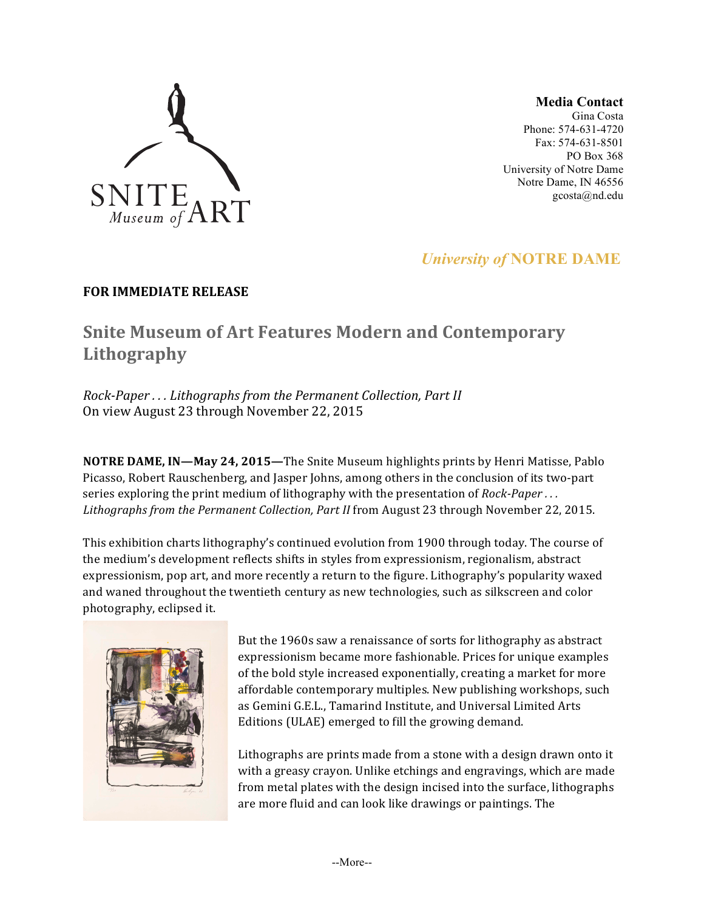**Media Contact**
Gina Costa
Phone: 574-631-4720
Fax: 574-631-8501
PO Box 368
University of Notre Dame
Notre Dame, IN 46556
gcosta@nd.edu

*University of* **NOTRE DAME**

**FOR IMMEDIATE RELEASE**

# Snite Museum of Art Features Modern and Contemporary Lithography

*Rock-Paper . . . Lithographs from the Permanent Collection, Part II*
On view August 23 through November 22, 2015

**NOTRE DAME, IN—May 24, 2015—**The Snite Museum highlights prints by Henri Matisse, Pablo Picasso, Robert Rauschenberg, and Jasper Johns, among others in the conclusion of its two-part series exploring the print medium of lithography with the presentation of *Rock-Paper . . . Lithographs from the Permanent Collection, Part II* from August 23 through November 22, 2015.

This exhibition charts lithography's continued evolution from 1900 through today. The course of the medium's development reflects shifts in styles from expressionism, regionalism, abstract expressionism, pop art, and more recently a return to the figure. Lithography's popularity waxed and waned throughout the twentieth century as new technologies, such as silkscreen and color photography, eclipsed it.

But the 1960s saw a renaissance of sorts for lithography as abstract expressionism became more fashionable. Prices for unique examples of the bold style increased exponentially, creating a market for more affordable contemporary multiples. New publishing workshops, such as Gemini G.E.L., Tamarind Institute, and Universal Limited Arts Editions (ULAE) emerged to fill the growing demand.

Lithographs are prints made from a stone with a design drawn onto it with a greasy crayon. Unlike etchings and engravings, which are made from metal plates with the design incised into the surface, lithographs are more fluid and can look like drawings or paintings. The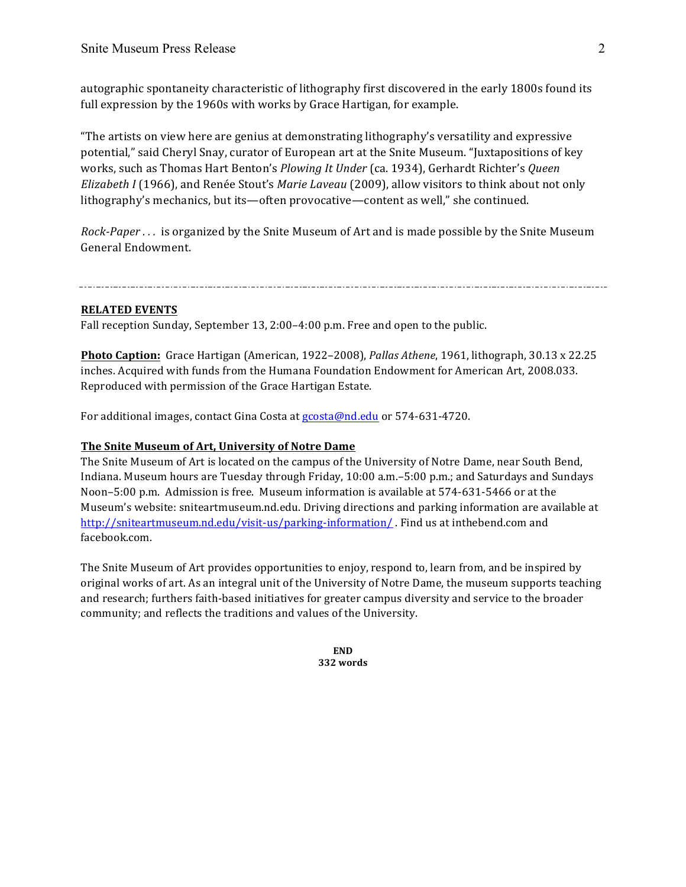autographic spontaneity characteristic of lithography first discovered in the early 1800s found its full expression by the 1960s with works by Grace Hartigan, for example.

"The artists on view here are genius at demonstrating lithography's versatility and expressive potential," said Cheryl Snay, curator of European art at the Snite Museum. "Juxtapositions of key works, such as Thomas Hart Benton's *Plowing It Under* (ca. 1934), Gerhardt Richter's *Queen Elizabeth I* (1966), and Renée Stout's *Marie Laveau* (2009), allow visitors to think about not only lithography's mechanics, but its—often provocative—content as well," she continued.

*Rock-Paper . . .* is organized by the Snite Museum of Art and is made possible by the Snite Museum General Endowment.

---

**RELATED EVENTS**

Fall reception Sunday, September 13, 2:00–4:00 p.m. Free and open to the public.

**Photo Caption:** Grace Hartigan (American, 1922–2008), *Pallas Athene*, 1961, lithograph, 30.13 x 22.25 inches. Acquired with funds from the Humana Foundation Endowment for American Art, 2008.033. Reproduced with permission of the Grace Hartigan Estate.

For additional images, contact Gina Costa at gcosta@nd.edu or 574-631-4720.

**The Snite Museum of Art, University of Notre Dame**

The Snite Museum of Art is located on the campus of the University of Notre Dame, near South Bend, Indiana. Museum hours are Tuesday through Friday, 10:00 a.m.–5:00 p.m.; and Saturdays and Sundays Noon–5:00 p.m. Admission is free. Museum information is available at 574-631-5466 or at the Museum's website: sniteartmuseum.nd.edu. Driving directions and parking information are available at http://sniteartmuseum.nd.edu/visit-us/parking-information/ . Find us at inthebend.com and facebook.com.

The Snite Museum of Art provides opportunities to enjoy, respond to, learn from, and be inspired by original works of art. As an integral unit of the University of Notre Dame, the museum supports teaching and research; furthers faith-based initiatives for greater campus diversity and service to the broader community; and reflects the traditions and values of the University.

**END**
**332 words**